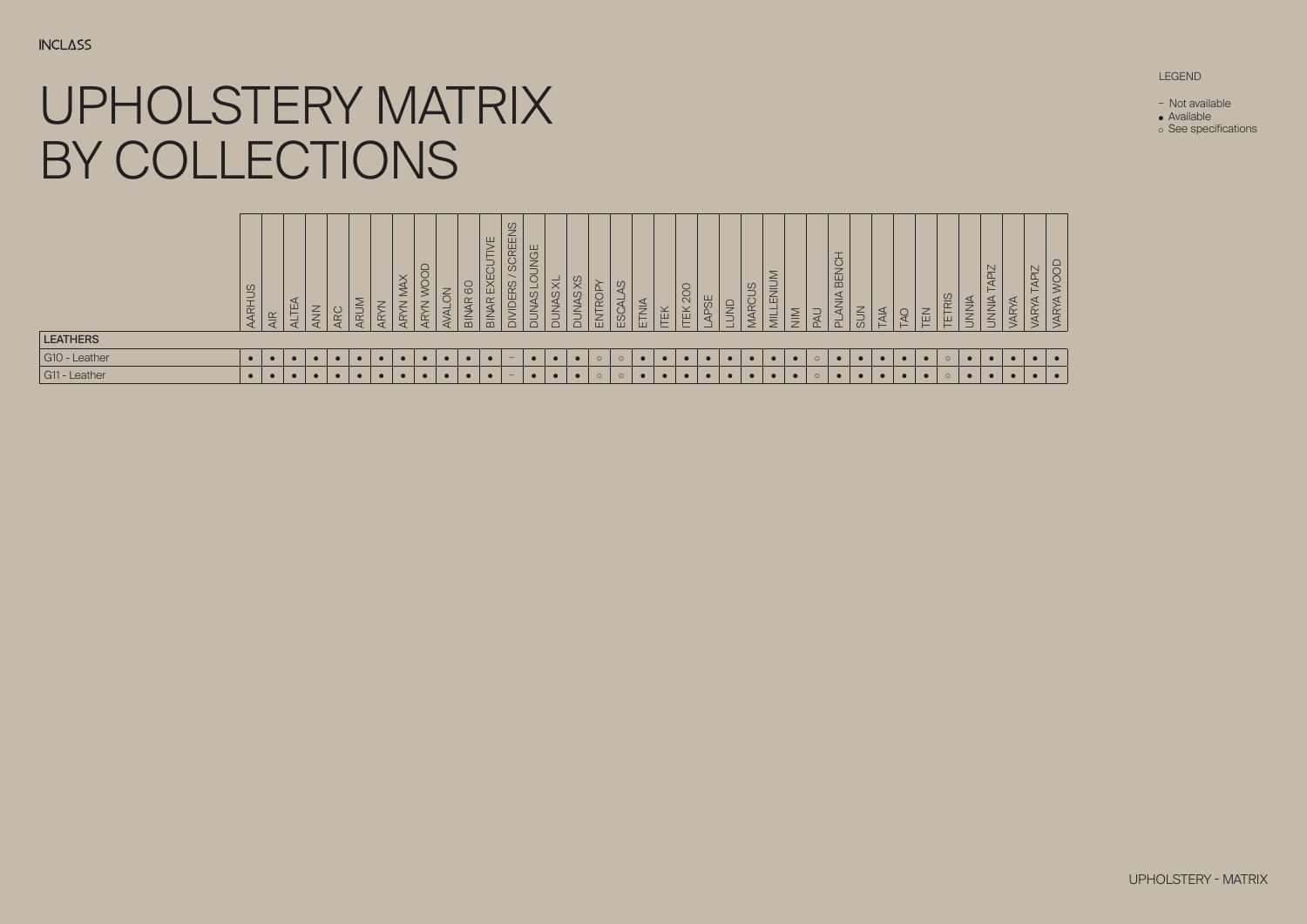# UPHOLSTERY MATRIX BY COLLECTIONS

LEGEND

- – Not available
- ● Available
- ○ See specifications

| | AARHUS | AIR | ALTEA | ANN | ARC | ARUM | ARYN | ARYN MAX | ARYN WOOD | AVALON | BINAR 60 | BINAR EXECUTIVE | DIVIDERS / SCREENS | DUNAS LOUNGE | DUNAS XL | DUNAS XS | ENTROPY | ESCALAS | ETNIA | ITEK | ITEK 200 | LAPSE | LUND | MARCUS | MILLENIUM | NIM | PAU | PLANIA BENCH | SUN | TAIA | TAO | TEN | TETRIS | UNNIA | UNNIA TAPIZ | VARYA | VARYA TAPIZ | VARYA WOOD |
|---|---|---|---|---|---|---|---|---|---|---|---|---|---|---|---|---|---|---|---|---|---|---|---|---|---|---|---|---|---|---|---|---|---|---|---|---|---|---|
| **LEATHERS** | | | | | | | | | | | | | | | | | | | | | | | | | | | | | | | | | | | | | | |
| G10 - Leather | ● | ● | ● | ● | ● | ● | ● | ● | ● | ● | ● | ● | – | ● | ● | ● | ○ | ○ | ● | ● | ● | ● | ● | ● | ● | ● | ○ | ● | ● | ● | ● | ● | ○ | ● | ● | ● | ● | ● |
| G11 - Leather | ● | ● | ● | ● | ● | ● | ● | ● | ● | ● | ● | ● | – | ● | ● | ● | ○ | ○ | ● | ● | ● | ● | ● | ● | ● | ● | ○ | ● | ● | ● | ● | ● | ○ | ● | ● | ● | ● | ● |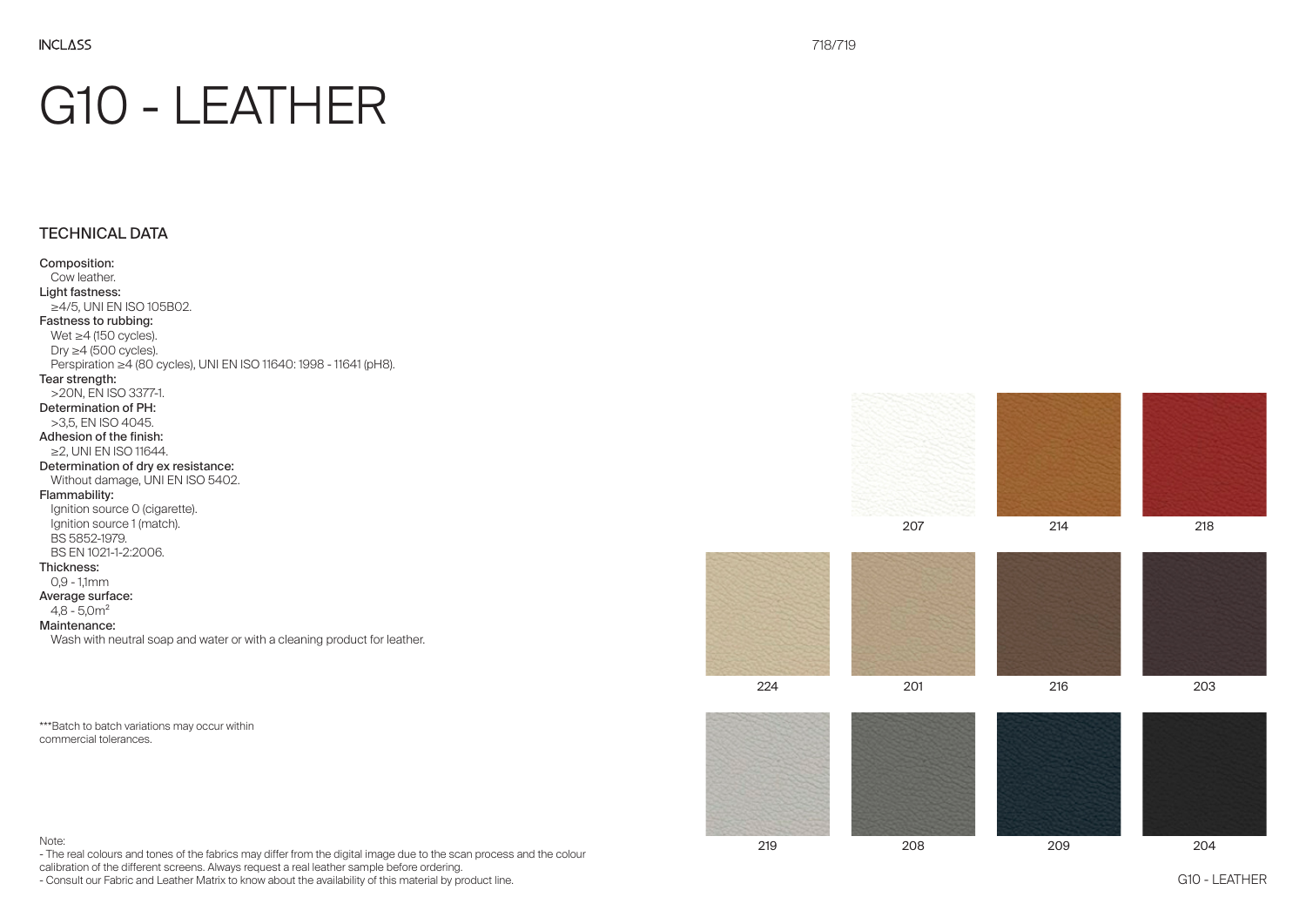# G10 - LEATHER

## TECHNICAL DATA

**Composition:**
Cow leather.

**Light fastness:**
≥4/5, UNI EN ISO 105B02.

**Fastness to rubbing:**
Wet ≥4 (150 cycles).
Dry ≥4 (500 cycles).
Perspiration ≥4 (80 cycles), UNI EN ISO 11640: 1998 - 11641 (pH8).

**Tear strength:**
>20N, EN ISO 3377-1.

**Determination of PH:**
>3,5, EN ISO 4045.

**Adhesion of the finish:**
≥2, UNI EN ISO 11644.

**Determination of dry ex resistance:**
Without damage, UNI EN ISO 5402.

**Flammability:**
Ignition source 0 (cigarette).
Ignition source 1 (match).
BS 5852-1979.
BS EN 1021-1-2:2006.

**Thickness:**
0,9 - 1,1mm

**Average surface:**
4,8 - 5,0m²

**Maintenance:**
Wash with neutral soap and water or with a cleaning product for leather.

***Batch to batch variations may occur within commercial tolerances.

207 214 218

224 201 216 203

219 208 209 204

Note:
- The real colours and tones of the fabrics may differ from the digital image due to the scan process and the colour calibration of the different screens. Always request a real leather sample before ordering.
- Consult our Fabric and Leather Matrix to know about the availability of this material by product line.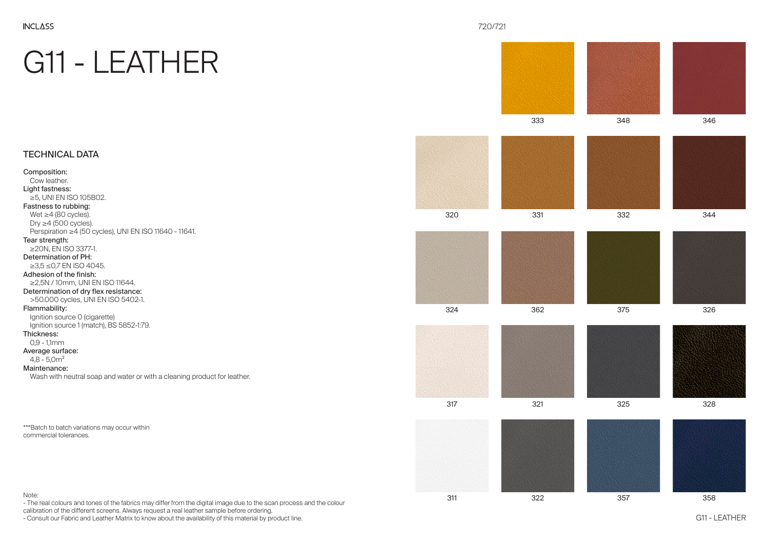# G11 - LEATHER

720/721

## TECHNICAL DATA

**Composition:**
Cow leather.

**Light fastness:**
≥5, UNI EN ISO 105B02.

**Fastness to rubbing:**
Wet ≥4 (80 cycles).
Dry ≥4 (500 cycles).
Perspiration ≥4 (50 cycles), UNI EN ISO 11640 - 11641.

**Tear strength:**
≥20N, EN ISO 3377-1.

**Determination of PH:**
≥3,5 ≤0,7 EN ISO 4045.

**Adhesion of the finish:**
≥2,5N / 10mm, UNI EN ISO 11644.

**Determination of dry flex resistance:**
>50.000 cycles, UNI EN ISO 5402-1.

**Flammability:**
Ignition source 0 (cigarette)
Ignition source 1 (match), BS 5852-1:79.

**Thickness:**
0,9 - 1,1mm

**Average surface:**
4,8 - 5,0m²

**Maintenance:**
Wash with neutral soap and water or with a cleaning product for leather.

***Batch to batch variations may occur within commercial tolerances.

333 348 346

320 331 332 344

324 362 375 326

317 321 325 328

311 322 357 358

Note:
- The real colours and tones of the fabrics may differ from the digital image due to the scan process and the colour calibration of the different screens. Always request a real leather sample before ordering.
- Consult our Fabric and Leather Matrix to know about the availability of this material by product line.